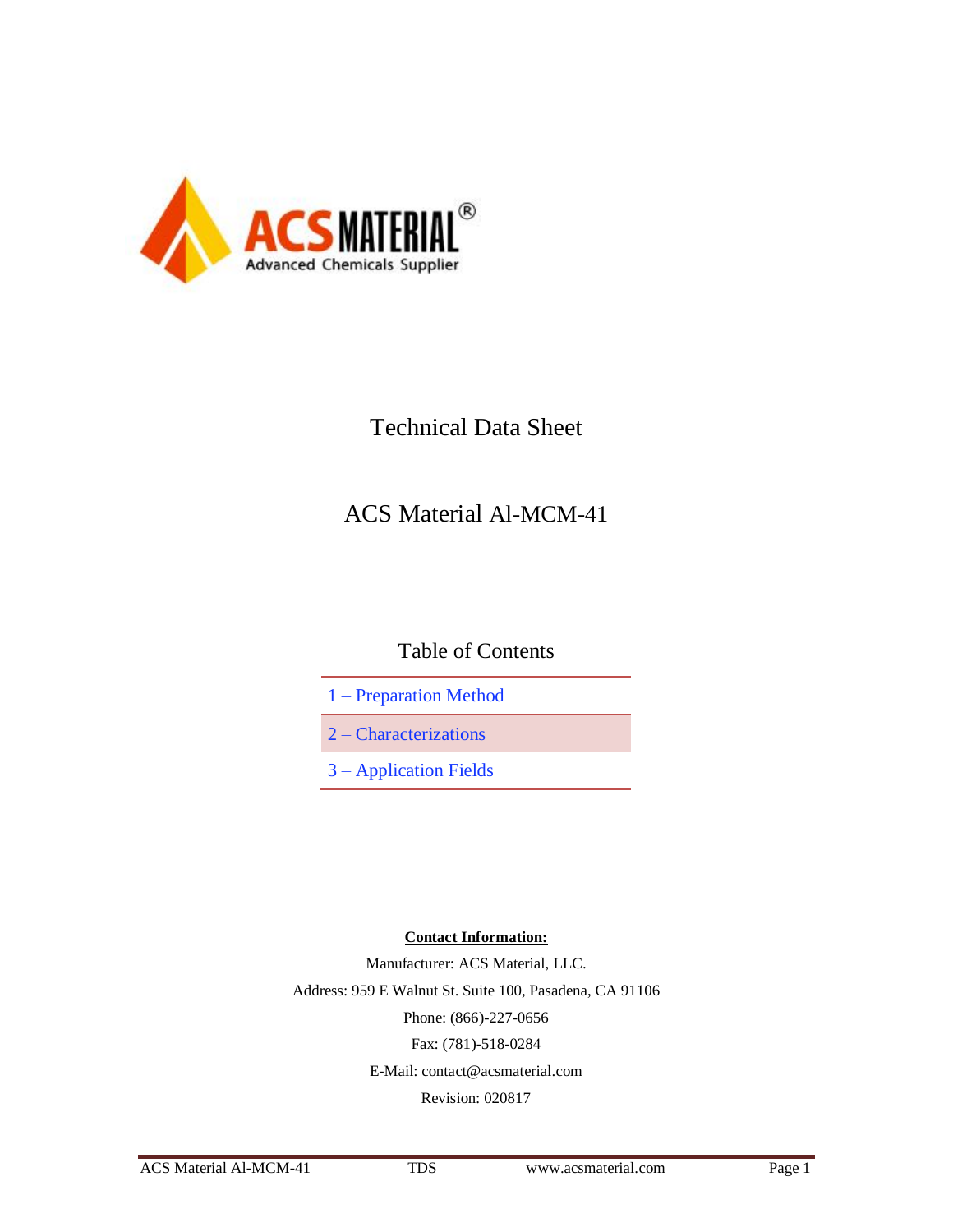ACS MATERIAL®
Advanced Chemicals Supplier

# Technical Data Sheet

# ACS Material Al-MCM-41

## Table of Contents

| |
|---|
| 1 – Preparation Method |
| 2 – Characterizations |
| 3 – Application Fields |

**Contact Information:**

Manufacturer: ACS Material, LLC.

Address: 959 E Walnut St. Suite 100, Pasadena, CA 91106

Phone: (866)-227-0656

Fax: (781)-518-0284

E-Mail: contact@acsmaterial.com

Revision: 020817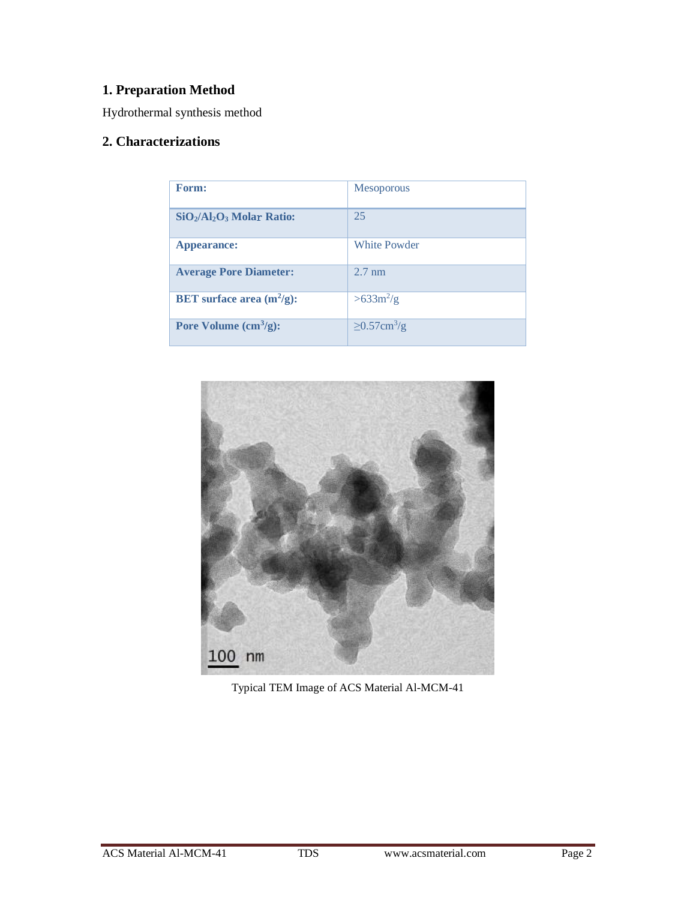## 1. Preparation Method

Hydrothermal synthesis method

## 2. Characterizations

| **Form:** | Mesoporous |
|---|---|
| **$SiO_2/Al_2O_3$ Molar Ratio:** | 25 |
| **Appearance:** | White Powder |
| **Average Pore Diameter:** | 2.7 nm |
| **BET surface area ($m^2/g$):** | >633$m^2/g$ |
| **Pore Volume ($cm^3/g$):** | ≥0.57$cm^3/g$ |

Typical TEM Image of ACS Material Al-MCM-41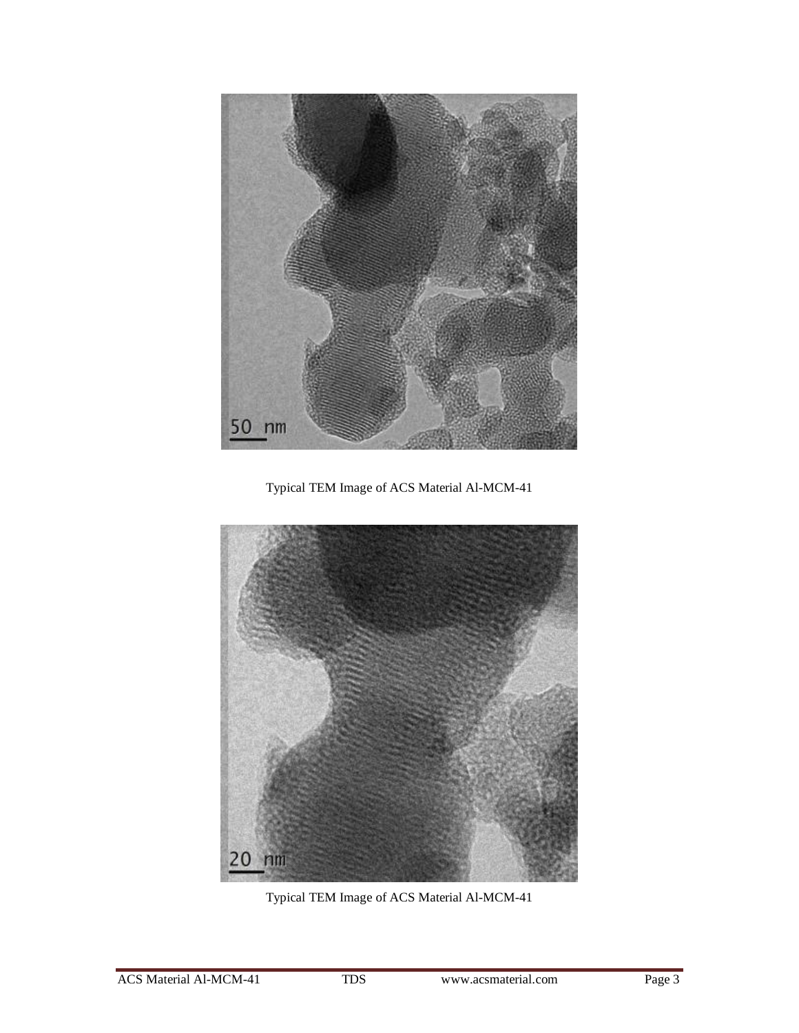Typical TEM Image of ACS Material Al-MCM-41

Typical TEM Image of ACS Material Al-MCM-41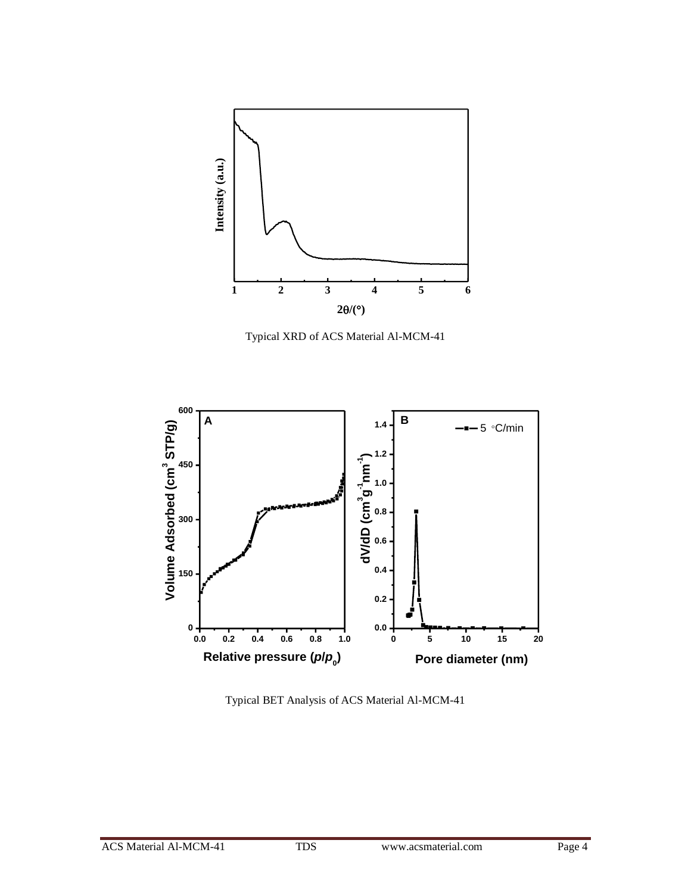Typical XRD of ACS Material Al-MCM-41

Typical BET Analysis of ACS Material Al-MCM-41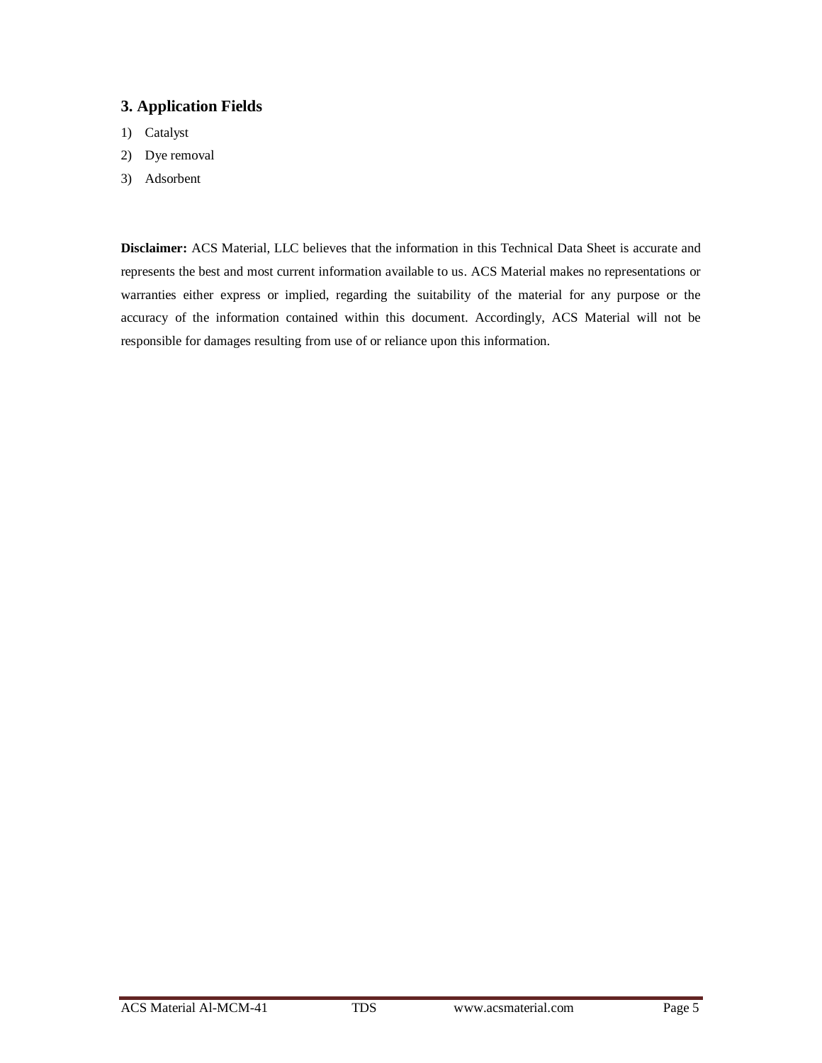## 3. Application Fields

1) Catalyst
2) Dye removal
3) Adsorbent

**Disclaimer:** ACS Material, LLC believes that the information in this Technical Data Sheet is accurate and represents the best and most current information available to us. ACS Material makes no representations or warranties either express or implied, regarding the suitability of the material for any purpose or the accuracy of the information contained within this document. Accordingly, ACS Material will not be responsible for damages resulting from use of or reliance upon this information.